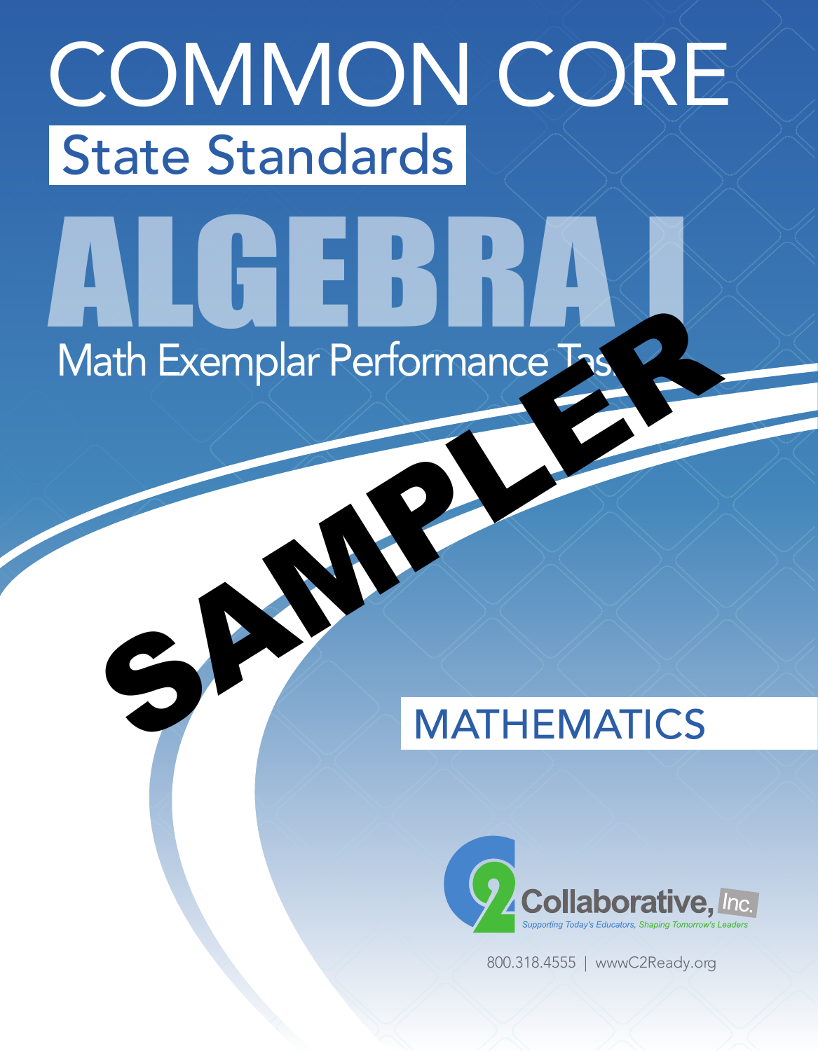# COMMON CORE

## State Standards

# ALGEBRA I

Math Exemplar Performance Tasks

SAMPLER

MATHEMATICS

C2 Collaborative, Inc.

Supporting Today's Educators, Shaping Tomorrow's Leaders

800.318.4555 | wwwC2Ready.org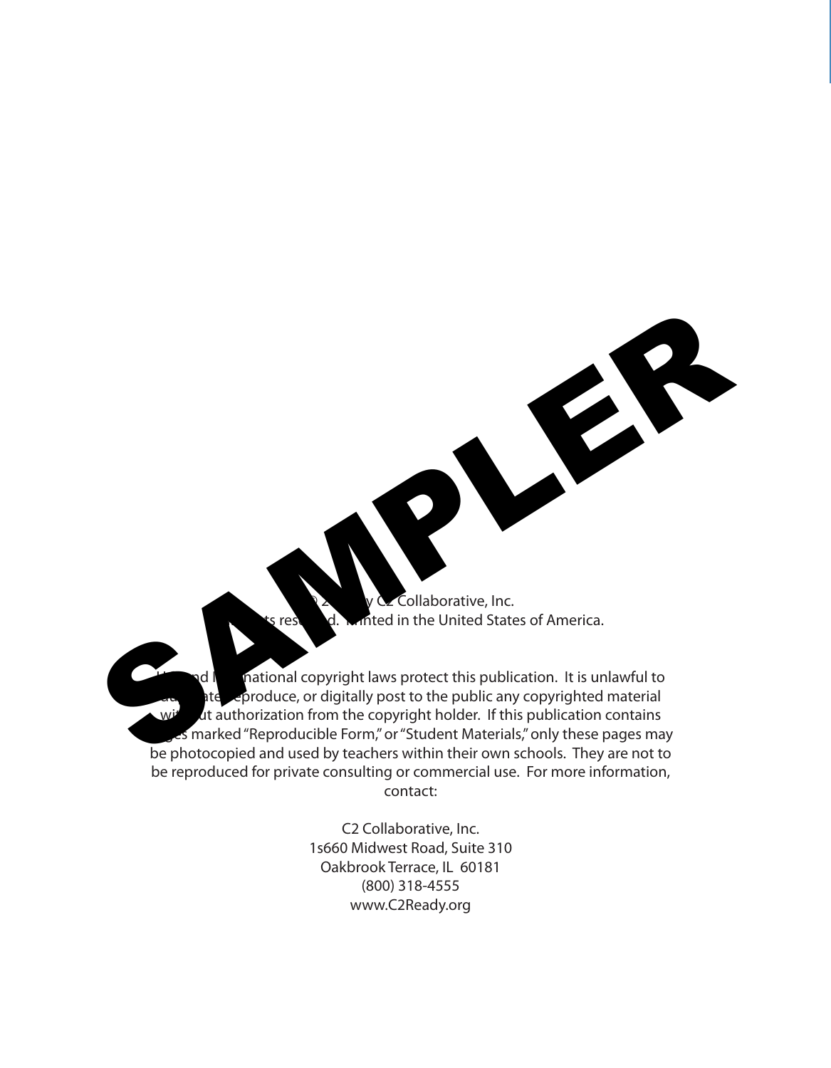© by C2 Collaborative, Inc.
All rights reserved. Printed in the United States of America.

U.S. and International copyright laws protect this publication. It is unlawful to duplicate, reproduce, or digitally post to the public any copyrighted material without authorization from the copyright holder. If this publication contains pages marked "Reproducible Form," or "Student Materials," only these pages may be photocopied and used by teachers within their own schools. They are not to be reproduced for private consulting or commercial use. For more information, contact:

C2 Collaborative, Inc.
1s660 Midwest Road, Suite 310
Oakbrook Terrace, IL 60181
(800) 318-4555
www.C2Ready.org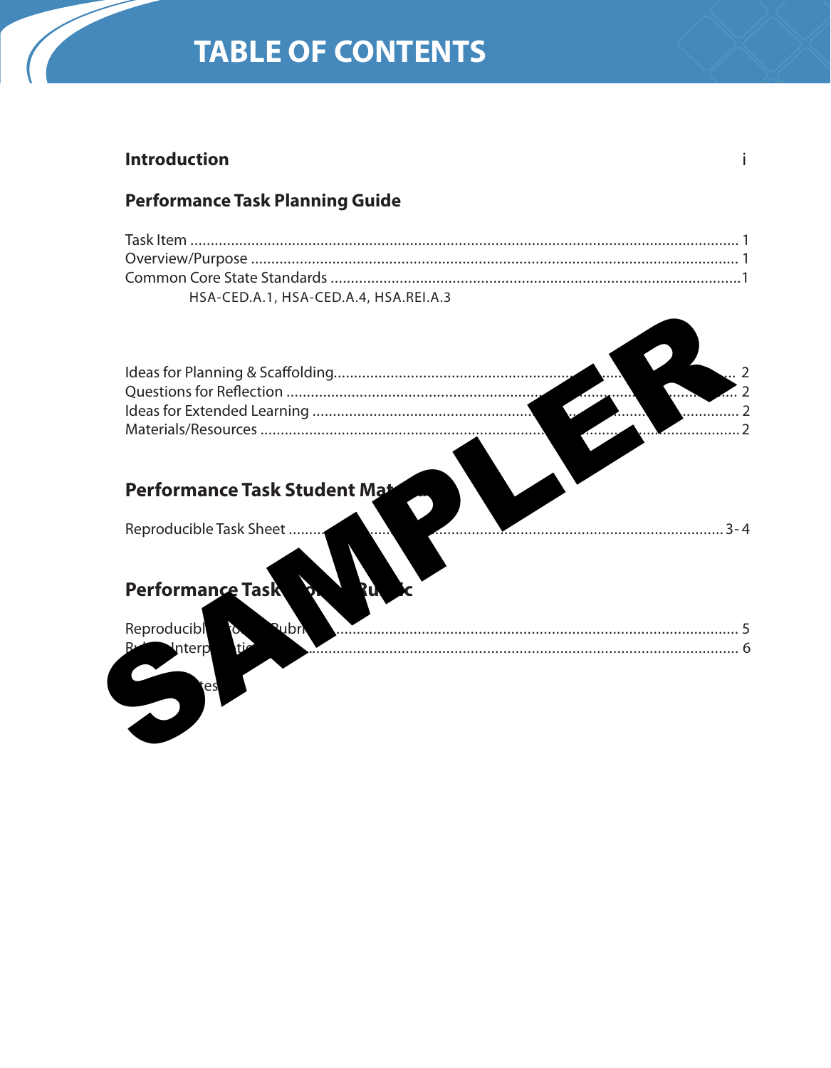# TABLE OF CONTENTS

**Introduction** i

## Performance Task Planning Guide

Task Item .......... 1
Overview/Purpose .......... 1
Common Core State Standards .......... 1
HSA-CED.A.1, HSA-CED.A.4, HSA.REI.A.3

Ideas for Planning & Scaffolding .......... 2
Questions for Reflection .......... 2
Ideas for Extended Learning .......... 2
Materials/Resources .......... 2

## Performance Task Student Mat...

Reproducible Task Sheet .......... 3-4

## Performance Task ... Ru...c

Reproducibl... ...ubri... .......... 5
R... Interp...ti... .......... 6

...tes

SAMPLER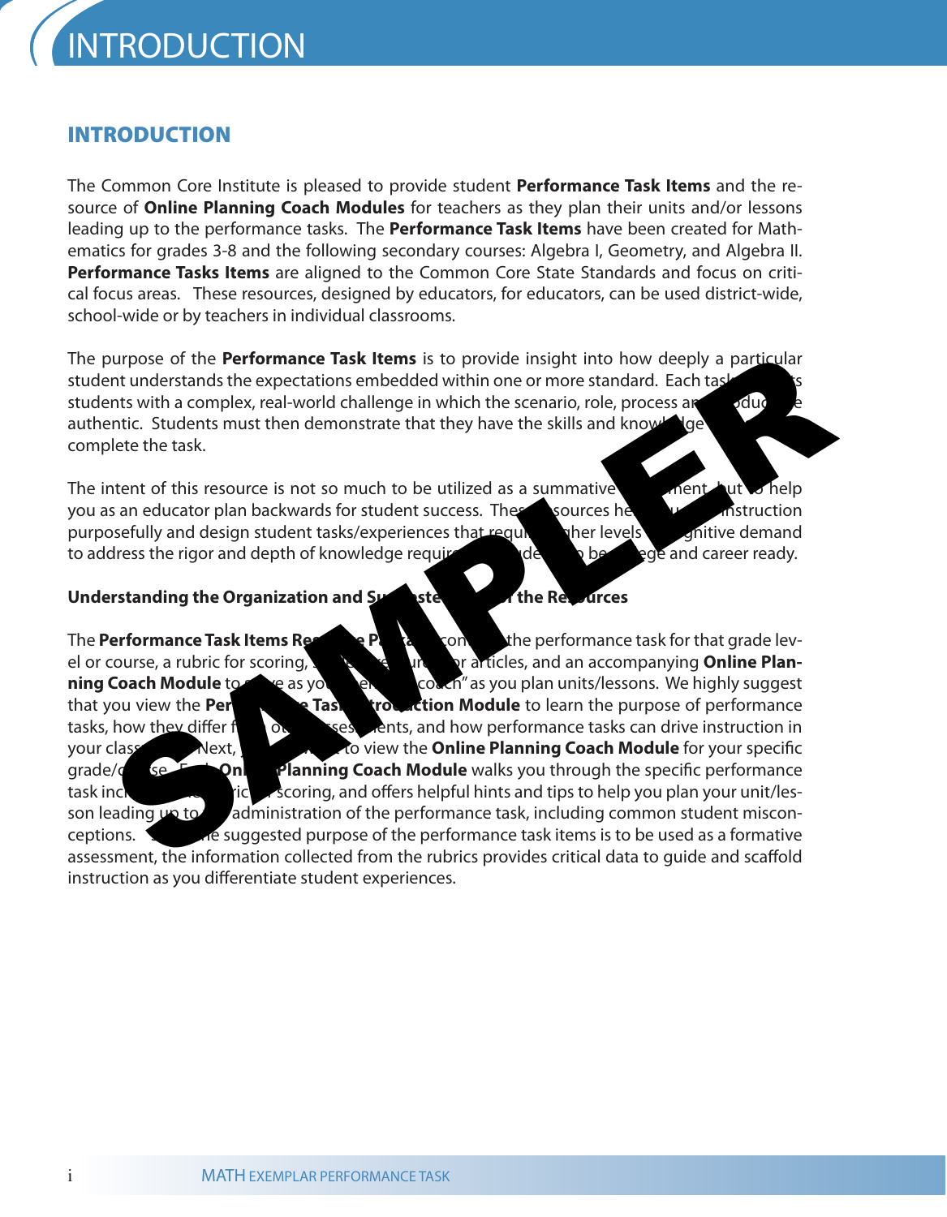# INTRODUCTION

The Common Core Institute is pleased to provide student **Performance Task Items** and the resource of **Online Planning Coach Modules** for teachers as they plan their units and/or lessons leading up to the performance tasks. The **Performance Task Items** have been created for Mathematics for grades 3-8 and the following secondary courses: Algebra I, Geometry, and Algebra II. **Performance Tasks Items** are aligned to the Common Core State Standards and focus on critical focus areas. These resources, designed by educators, for educators, can be used district-wide, school-wide or by teachers in individual classrooms.

The purpose of the **Performance Task Items** is to provide insight into how deeply a particular student understands the expectations embedded within one or more standard. Each task presents students with a complex, real-world challenge in which the scenario, role, process and product are authentic. Students must then demonstrate that they have the skills and knowledge to complete the task.

The intent of this resource is not so much to be utilized as a summative assessment but to help you as an educator plan backwards for student success. These resources help you plan instruction purposefully and design student tasks/experiences that require higher levels of cognitive demand to address the rigor and depth of knowledge required for students to be college and career ready.

**Understanding the Organization and Suggested Use of the Resources**

The **Performance Task Items Resource Packet** contains the performance task for that grade level or course, a rubric for scoring, suggested resources or articles, and an accompanying **Online Planning Coach Module** to serve as your personal "coach" as you plan units/lessons. We highly suggest that you view the **Performance Task Introduction Module** to learn the purpose of performance tasks, how they differ from other assessments, and how performance tasks can drive instruction in your classroom. Next, you will want to view the **Online Planning Coach Module** for your specific grade/course. Each **Online Planning Coach Module** walks you through the specific performance task including the rubric for scoring, and offers helpful hints and tips to help you plan your unit/lesson leading up to the administration of the performance task, including common student misconceptions. Since the suggested purpose of the performance task items is to be used as a formative assessment, the information collected from the rubrics provides critical data to guide and scaffold instruction as you differentiate student experiences.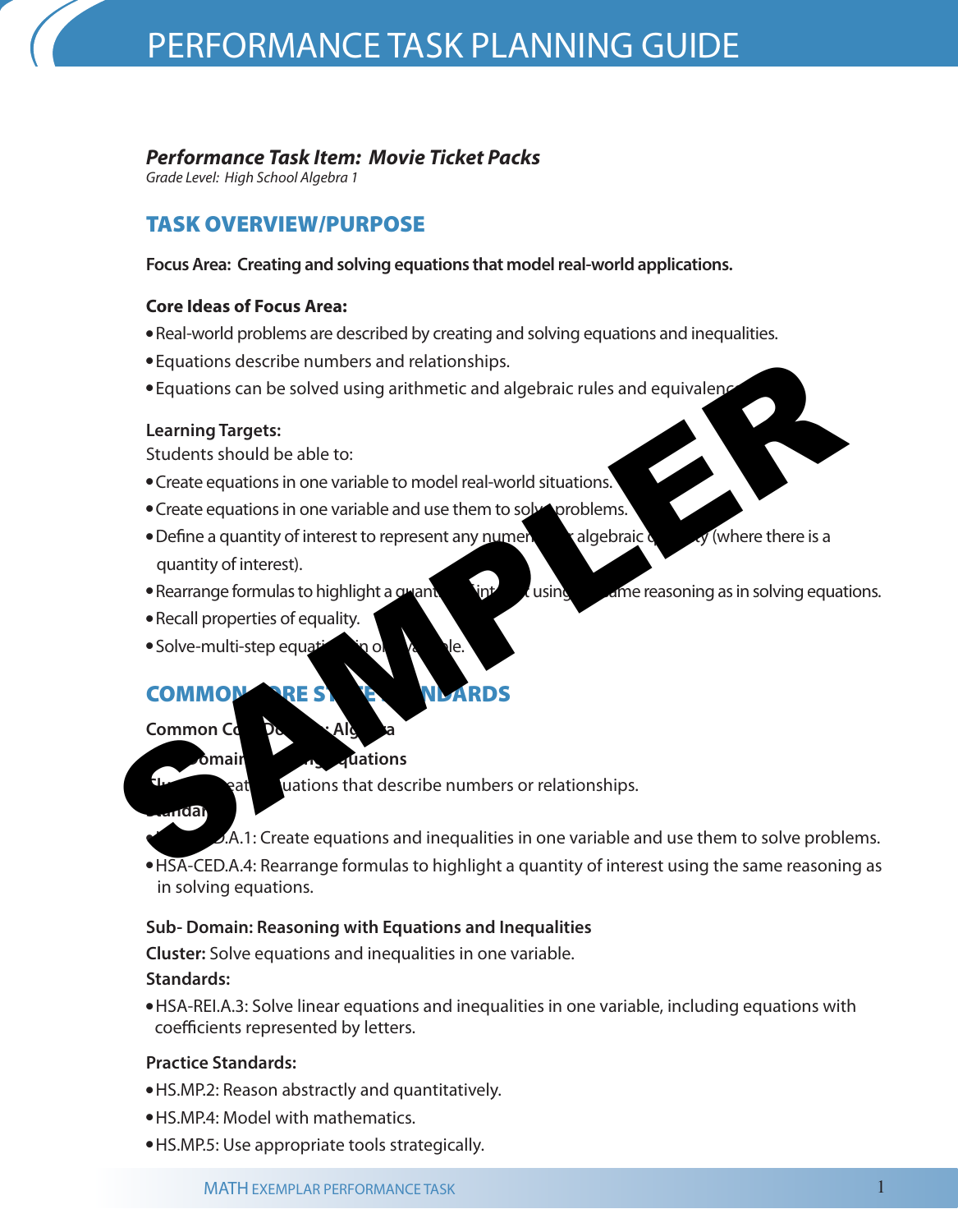# PERFORMANCE TASK PLANNING GUIDE

***Performance Task Item: Movie Ticket Packs***

*Grade Level: High School Algebra 1*

## TASK OVERVIEW/PURPOSE

**Focus Area: Creating and solving equations that model real-world applications.**

**Core Ideas of Focus Area:**

- Real-world problems are described by creating and solving equations and inequalities.
- Equations describe numbers and relationships.
- Equations can be solved using arithmetic and algebraic rules and equivalence.

**Learning Targets:**

Students should be able to:

- Create equations in one variable to model real-world situations.
- Create equations in one variable and use them to solve problems.
- Define a quantity of interest to represent any numeric or algebraic quantity (where there is a quantity of interest).
- Rearrange formulas to highlight a quantity of interest using the same reasoning as in solving equations.
- Recall properties of equality.
- Solve multi-step equations in one variable.

## COMMON CORE STATE STANDARDS

**Common Core Domain: Algebra**

**Sub-Domain: Creating Equations**

**Cluster:** Create equations that describe numbers or relationships.

**Standards:**

- HSA-CED.A.1: Create equations and inequalities in one variable and use them to solve problems.
- HSA-CED.A.4: Rearrange formulas to highlight a quantity of interest using the same reasoning as in solving equations.

**Sub- Domain: Reasoning with Equations and Inequalities**

**Cluster:** Solve equations and inequalities in one variable.

**Standards:**

- HSA-REI.A.3: Solve linear equations and inequalities in one variable, including equations with coefficients represented by letters.

**Practice Standards:**

- HS.MP.2: Reason abstractly and quantitatively.
- HS.MP.4: Model with mathematics.
- HS.MP.5: Use appropriate tools strategically.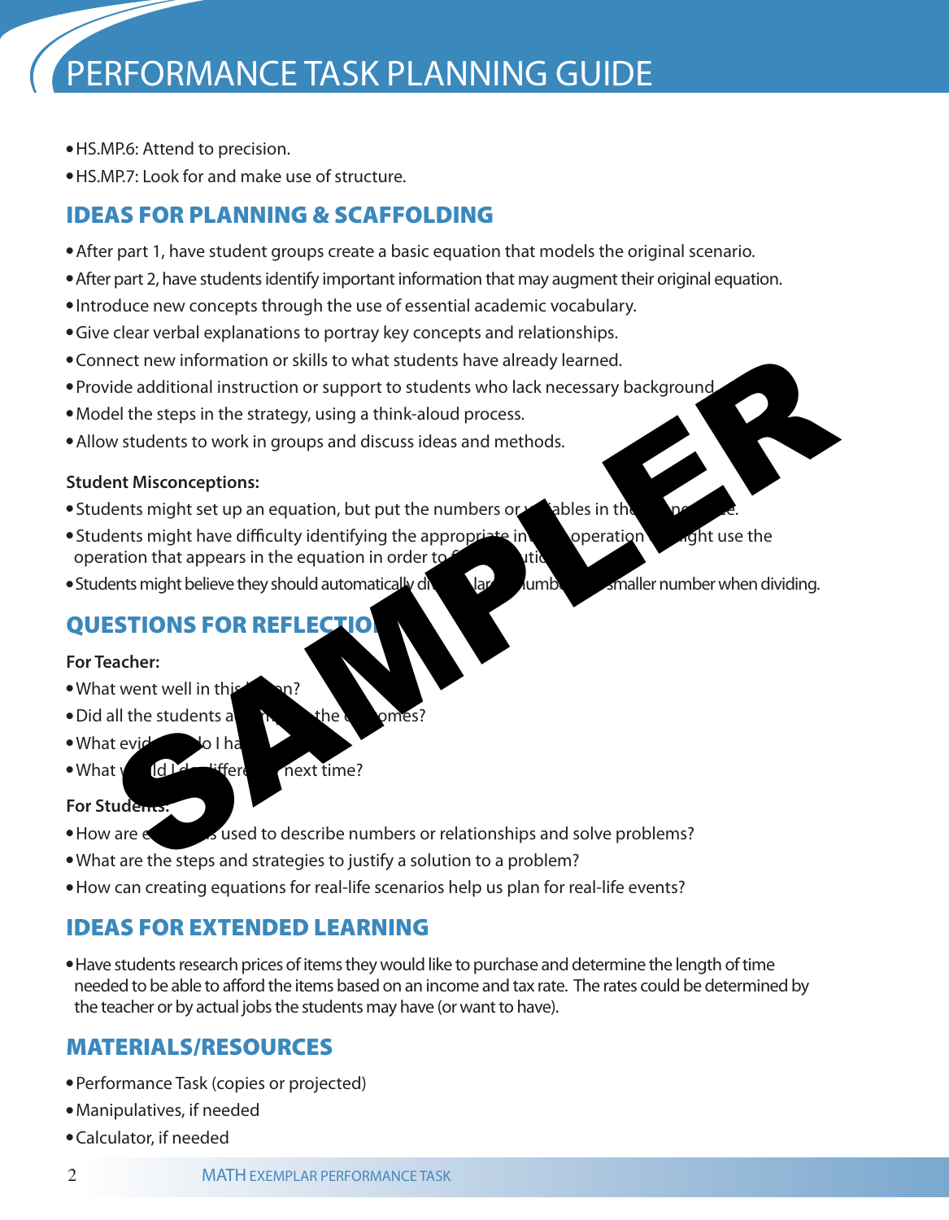# PERFORMANCE TASK PLANNING GUIDE

- HS.MP.6: Attend to precision.
- HS.MP.7: Look for and make use of structure.

## IDEAS FOR PLANNING & SCAFFOLDING

- After part 1, have student groups create a basic equation that models the original scenario.
- After part 2, have students identify important information that may augment their original equation.
- Introduce new concepts through the use of essential academic vocabulary.
- Give clear verbal explanations to portray key concepts and relationships.
- Connect new information or skills to what students have already learned.
- Provide additional instruction or support to students who lack necessary background.
- Model the steps in the strategy, using a think-aloud process.
- Allow students to work in groups and discuss ideas and methods.

**Student Misconceptions:**

- Students might set up an equation, but put the numbers or variables in the wrong place.
- Students might have difficulty identifying the appropriate inverse operation and might use the operation that appears in the equation in order to find a solution.
- Students might believe they should automatically divide a larger number by a smaller number when dividing.

## QUESTIONS FOR REFLECTION

**For Teacher:**

- What went well in this lesson?
- Did all the students achieve the outcomes?
- What evidence do I have?
- What would I do differently next time?

**For Students:**

- How are equations used to describe numbers or relationships and solve problems?
- What are the steps and strategies to justify a solution to a problem?
- How can creating equations for real-life scenarios help us plan for real-life events?

## IDEAS FOR EXTENDED LEARNING

- Have students research prices of items they would like to purchase and determine the length of time needed to be able to afford the items based on an income and tax rate. The rates could be determined by the teacher or by actual jobs the students may have (or want to have).

## MATERIALS/RESOURCES

- Performance Task (copies or projected)
- Manipulatives, if needed
- Calculator, if needed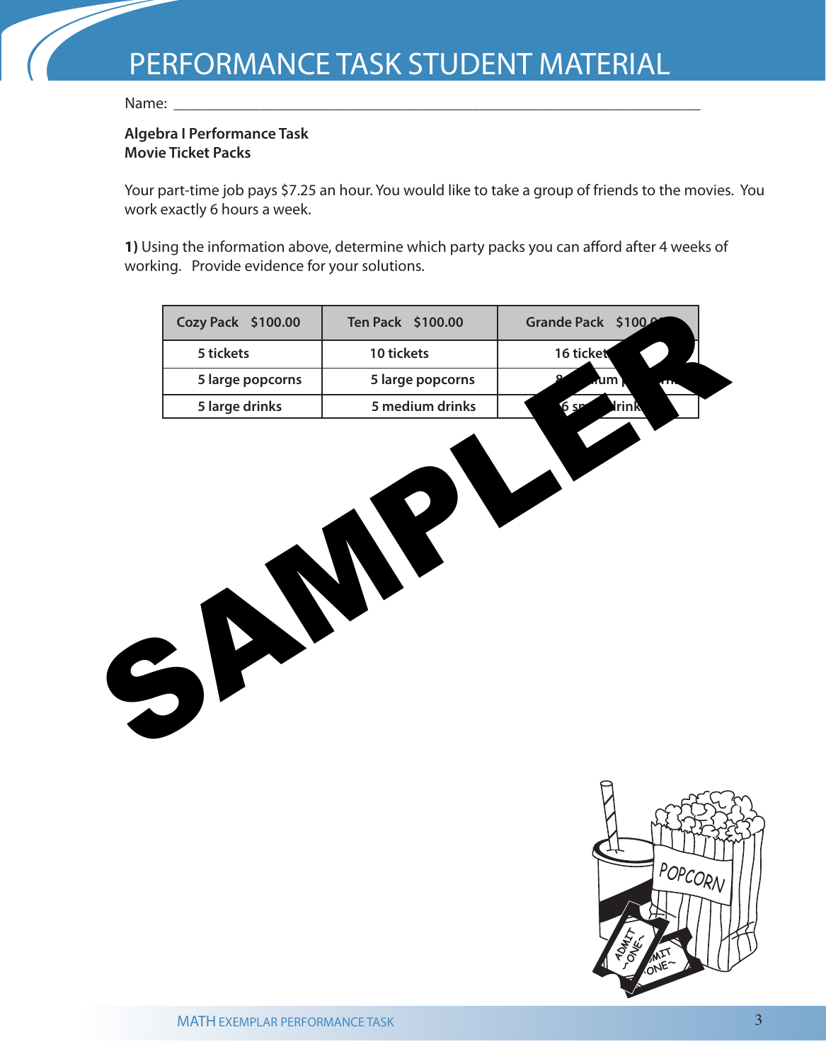# PERFORMANCE TASK STUDENT MATERIAL

Name: ___________________________________________________________________

**Algebra I Performance Task**
**Movie Ticket Packs**

Your part-time job pays $7.25 an hour. You would like to take a group of friends to the movies. You work exactly 6 hours a week.

**1)** Using the information above, determine which party packs you can afford after 4 weeks of working. Provide evidence for your solutions.

| Cozy Pack $100.00 | Ten Pack $100.00 | Grande Pack $100.00 |
| --- | --- | --- |
| 5 tickets | 10 tickets | 16 tickets |
| 5 large popcorns | 5 large popcorns | 8 medium popcorns |
| 5 large drinks | 5 medium drinks | 16 small drinks |

SAMPLER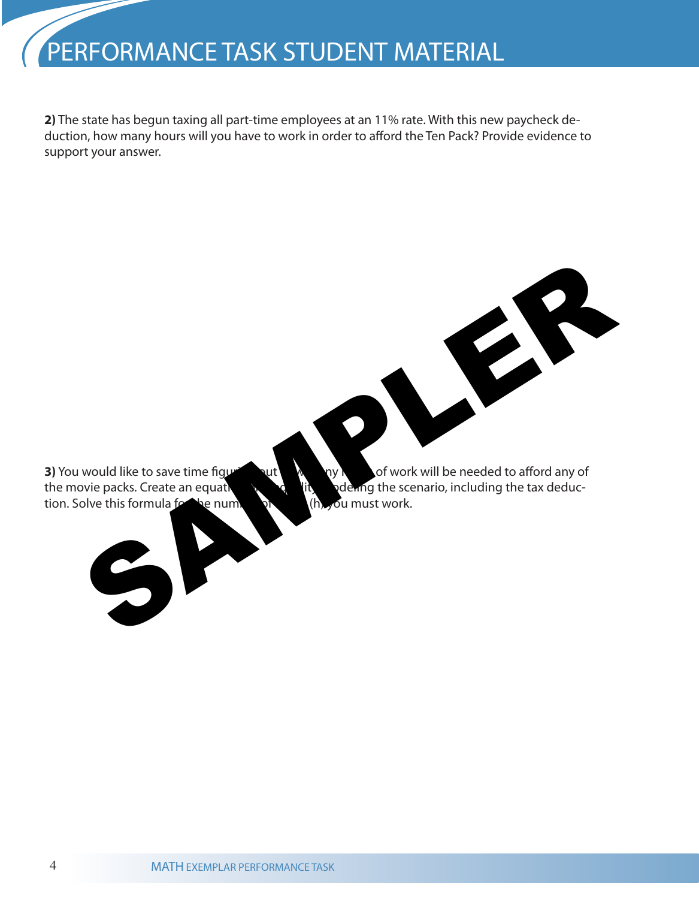**2)** The state has begun taxing all part-time employees at an 11% rate. With this new paycheck deduction, how many hours will you have to work in order to afford the Ten Pack? Provide evidence to support your answer.

**3)** You would like to save time figuring out how many hours of work will be needed to afford any of the movie packs. Create an equation or inequality modeling the scenario, including the tax deduction. Solve this formula for the number of hours (h) you must work.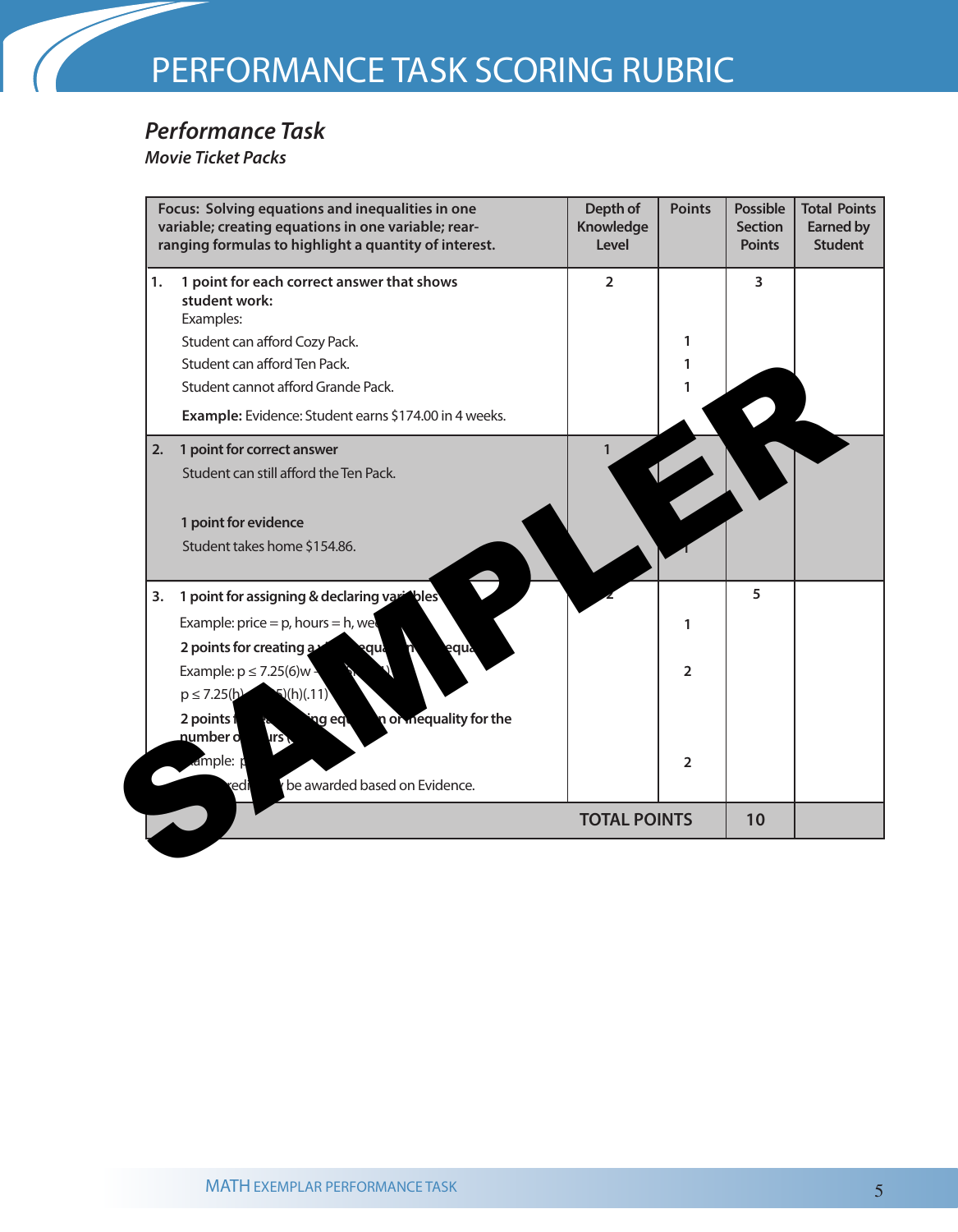# PERFORMANCE TASK SCORING RUBRIC

## *Performance Task*

### *Movie Ticket Packs*

| Focus: Solving equations and inequalities in one variable; creating equations in one variable; rear-ranging formulas to highlight a quantity of interest. | Depth of Knowledge Level | Points | Possible Section Points | Total Points Earned by Student |
|---|---|---|---|---|
| 1. **1 point for each correct answer that shows student work:**<br>Examples:<br>Student can afford Cozy Pack.<br>Student can afford Ten Pack.<br>Student cannot afford Grande Pack.<br>**Example:** Evidence: Student earns $174.00 in 4 weeks. | 2 | <br><br><br>1<br>1<br>1 | 3 | |
| 2. **1 point for correct answer**<br>Student can still afford the Ten Pack.<br><br>**1 point for evidence**<br>Student takes home $154.86. | 1 | <br><br><br>1 | | |
| 3. **1 point for assigning & declaring variables**<br>Example: price = p, hours = h, we...<br>**2 points for creating a ... equa... ...equa...**<br>Example: p ≤ 7.25(6)w ... ...)<br>p ≤ 7.25(h) ... ...5)(h)(.11)<br>**2 points ... ...ing eq... ...n or inequality for the number o... ...urs ...**<br>...ample: p...<br>...redi... ...y be awarded based on Evidence. | 2 | <br><br>1<br><br>2<br><br><br>2 | 5 | |
| | | **TOTAL POINTS** | **10** | |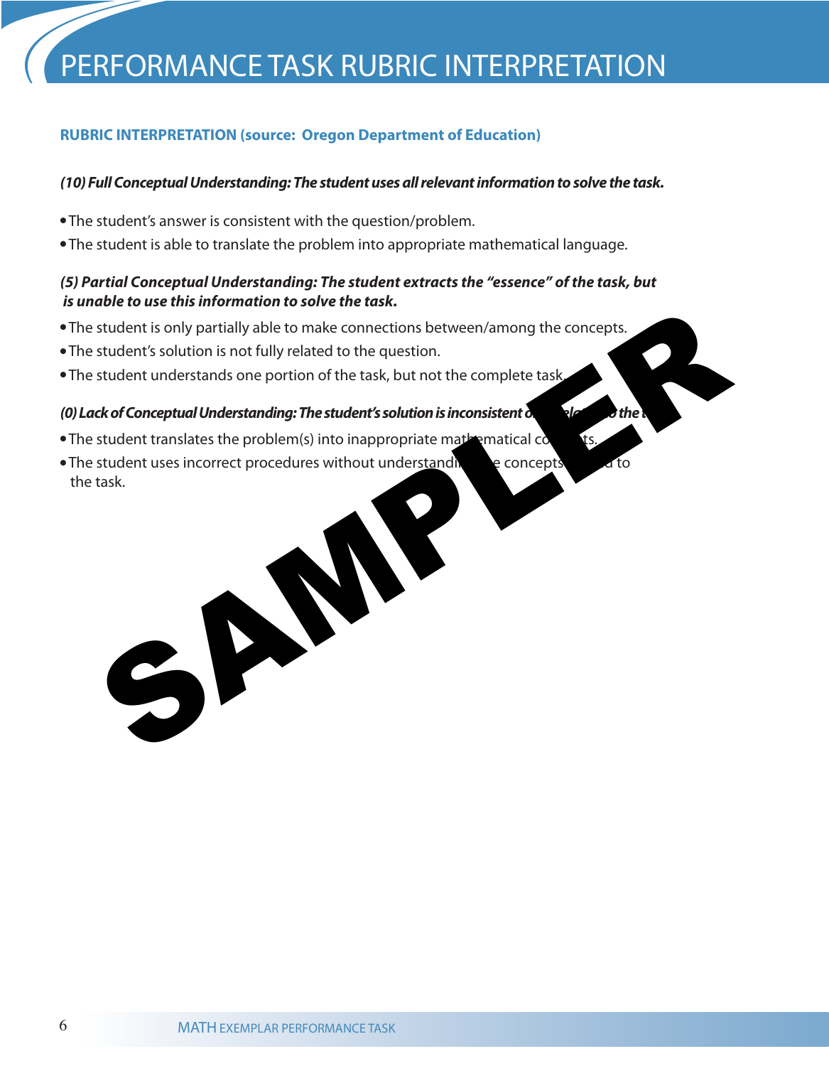# PERFORMANCE TASK RUBRIC INTERPRETATION

**RUBRIC INTERPRETATION (source: Oregon Department of Education)**

***(10) Full Conceptual Understanding: The student uses all relevant information to solve the task.***

- The student's answer is consistent with the question/problem.
- The student is able to translate the problem into appropriate mathematical language.

***(5) Partial Conceptual Understanding: The student extracts the "essence" of the task, but is unable to use this information to solve the task.***

- The student is only partially able to make connections between/among the concepts.
- The student's solution is not fully related to the question.
- The student understands one portion of the task, but not the complete task.

***(0) Lack of Conceptual Understanding: The student's solution is inconsistent or unrelated to the task.***

- The student translates the problem(s) into inappropriate mathematical concepts.
- The student uses incorrect procedures without understanding the concepts related to the task.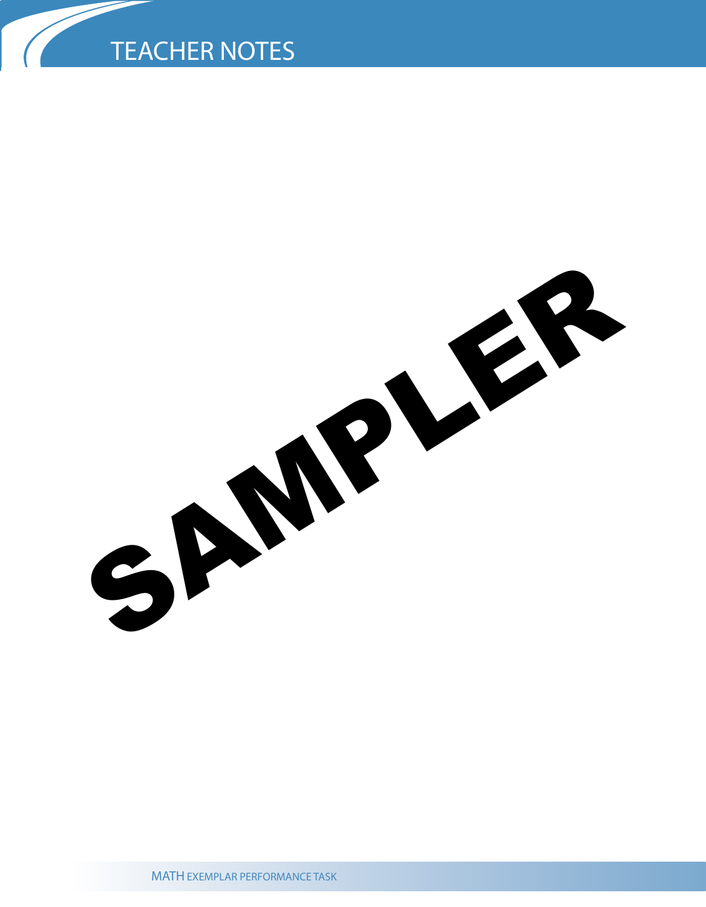# TEACHER NOTES

SAMPLER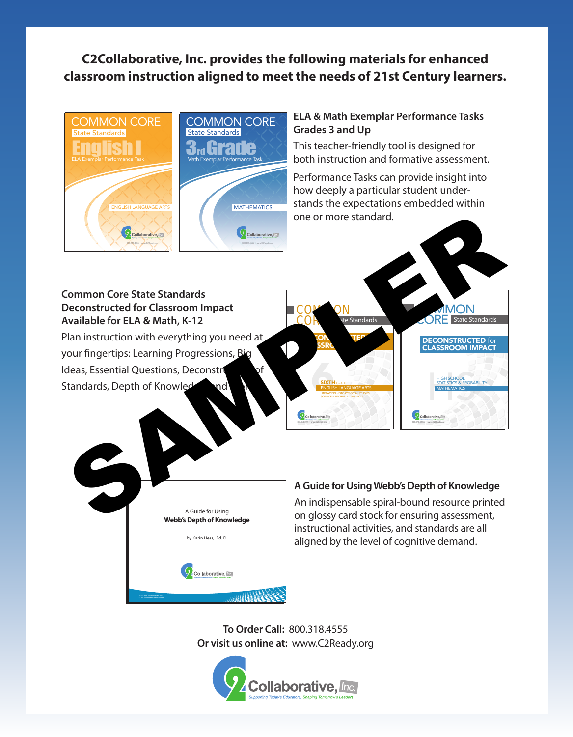**C2Collaborative, Inc. provides the following materials for enhanced classroom instruction aligned to meet the needs of 21st Century learners.**

### ELA & Math Exemplar Performance Tasks Grades 3 and Up

This teacher-friendly tool is designed for both instruction and formative assessment.

Performance Tasks can provide insight into how deeply a particular student understands the expectations embedded within one or more standard.

### Common Core State Standards Deconstructed for Classroom Impact Available for ELA & Math, K-12

Plan instruction with everything you need at your fingertips: Learning Progressions, Big Ideas, Essential Questions, Deconstr... of Standards, Depth of Knowled... and ...

### A Guide for Using Webb's Depth of Knowledge

An indispensable spiral-bound resource printed on glossy card stock for ensuring assessment, instructional activities, and standards are all aligned by the level of cognitive demand.

SAMPLER

**To Order Call:** 800.318.4555
**Or visit us online at:** www.C2Ready.org

C2 Collaborative, Inc.
Supporting Today's Educators, Shaping Tomorrow's Leaders